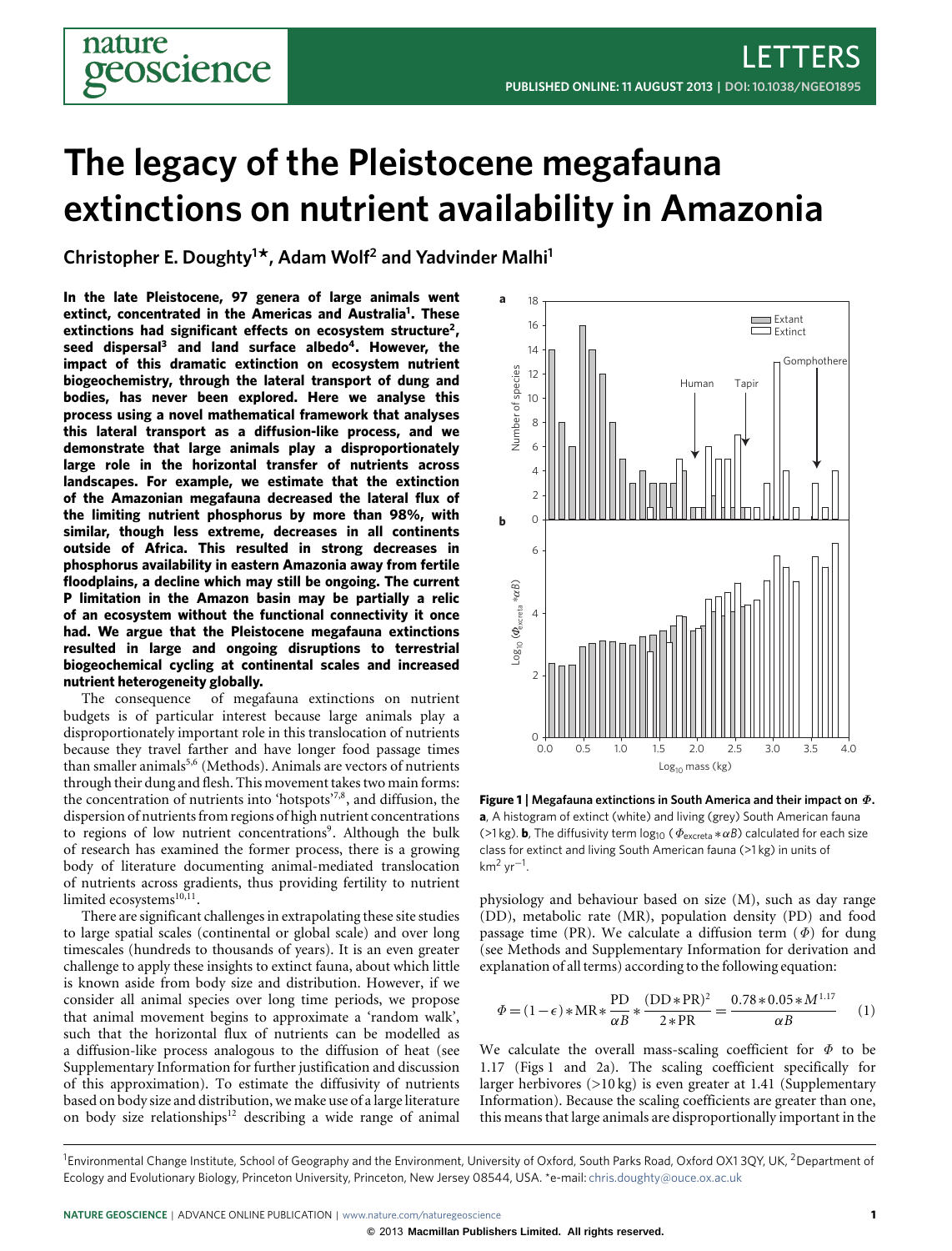# The legacy of the Pleistocene megafauna extinctions on nutrient availability in Amazonia

**Christopher E. Doughty[1]*, Adam Wolf[2] and Yadvinder Malhi[1]**

**In the late Pleistocene, 97 genera of large animals went extinct, concentrated in the Americas and Australia[1]. These extinctions had significant effects on ecosystem structure[2], seed dispersal[3] and land surface albedo[4]. However, the impact of this dramatic extinction on ecosystem nutrient biogeochemistry, through the lateral transport of dung and bodies, has never been explored. Here we analyse this process using a novel mathematical framework that analyses this lateral transport as a diffusion-like process, and we demonstrate that large animals play a disproportionately large role in the horizontal transfer of nutrients across landscapes. For example, we estimate that the extinction of the Amazonian megafauna decreased the lateral flux of the limiting nutrient phosphorus by more than 98%, with similar, though less extreme, decreases in all continents outside of Africa. This resulted in strong decreases in phosphorus availability in eastern Amazonia away from fertile floodplains, a decline which may still be ongoing. The current P limitation in the Amazon basin may be partially a relic of an ecosystem without the functional connectivity it once had. We argue that the Pleistocene megafauna extinctions resulted in large and ongoing disruptions to terrestrial biogeochemical cycling at continental scales and increased nutrient heterogeneity globally.**

The consequence of megafauna extinctions on nutrient budgets is of particular interest because large animals play a disproportionately important role in this translocation of nutrients because they travel farther and have longer food passage times than smaller animals[5,6] (Methods). Animals are vectors of nutrients through their dung and flesh. This movement takes two main forms: the concentration of nutrients into 'hotspots'[7,8], and diffusion, the dispersion of nutrients from regions of high nutrient concentrations to regions of low nutrient concentrations[9]. Although the bulk of research has examined the former process, there is a growing body of literature documenting animal-mediated translocation of nutrients across gradients, thus providing fertility to nutrient limited ecosystems[10,11].

There are significant challenges in extrapolating these site studies to large spatial scales (continental or global scale) and over long timescales (hundreds to thousands of years). It is an even greater challenge to apply these insights to extinct fauna, about which little is known aside from body size and distribution. However, if we consider all animal species over long time periods, we propose that animal movement begins to approximate a 'random walk', such that the horizontal flux of nutrients can be modelled as a diffusion-like process analogous to the diffusion of heat (see Supplementary Information for further justification and discussion of this approximation). To estimate the diffusivity of nutrients based on body size and distribution, we make use of a large literature on body size relationships[12] describing a wide range of animal physiology and behaviour based on size (M), such as day range (DD), metabolic rate (MR), population density (PD) and food passage time (PR). We calculate a diffusion term ($\Phi$) for dung (see Methods and Supplementary Information for derivation and explanation of all terms) according to the following equation:

$$\Phi = (1-\epsilon) * \mathrm{MR} * \frac{\mathrm{PD}}{\alpha B} * \frac{(\mathrm{DD} * \mathrm{PR})^2}{2 * \mathrm{PR}} = \frac{0.78 * 0.05 * M^{1.17}}{\alpha B} \quad (1)$$

We calculate the overall mass-scaling coefficient for $\Phi$ to be 1.17 (Figs 1 and 2a). The scaling coefficient specifically for larger herbivores (>10 kg) is even greater at 1.41 (Supplementary Information). Because the scaling coefficients are greater than one, this means that large animals are disproportionally important in the

**Figure 1 | Megafauna extinctions in South America and their impact on $\Phi$.** **a**, A histogram of extinct (white) and living (grey) South American fauna (>1 kg). **b**, The diffusivity term $\log_{10}(\Phi_{excreta} * \alpha B)$ calculated for each size class for extinct and living South American fauna (>1 kg) in units of $km^2\ yr^{-1}$.

[1]Environmental Change Institute, School of Geography and the Environment, University of Oxford, South Parks Road, Oxford OX1 3QY, UK, [2]Department of Ecology and Evolutionary Biology, Princeton University, Princeton, New Jersey 08544, USA. *e-mail: chris.doughty@ouce.ox.ac.uk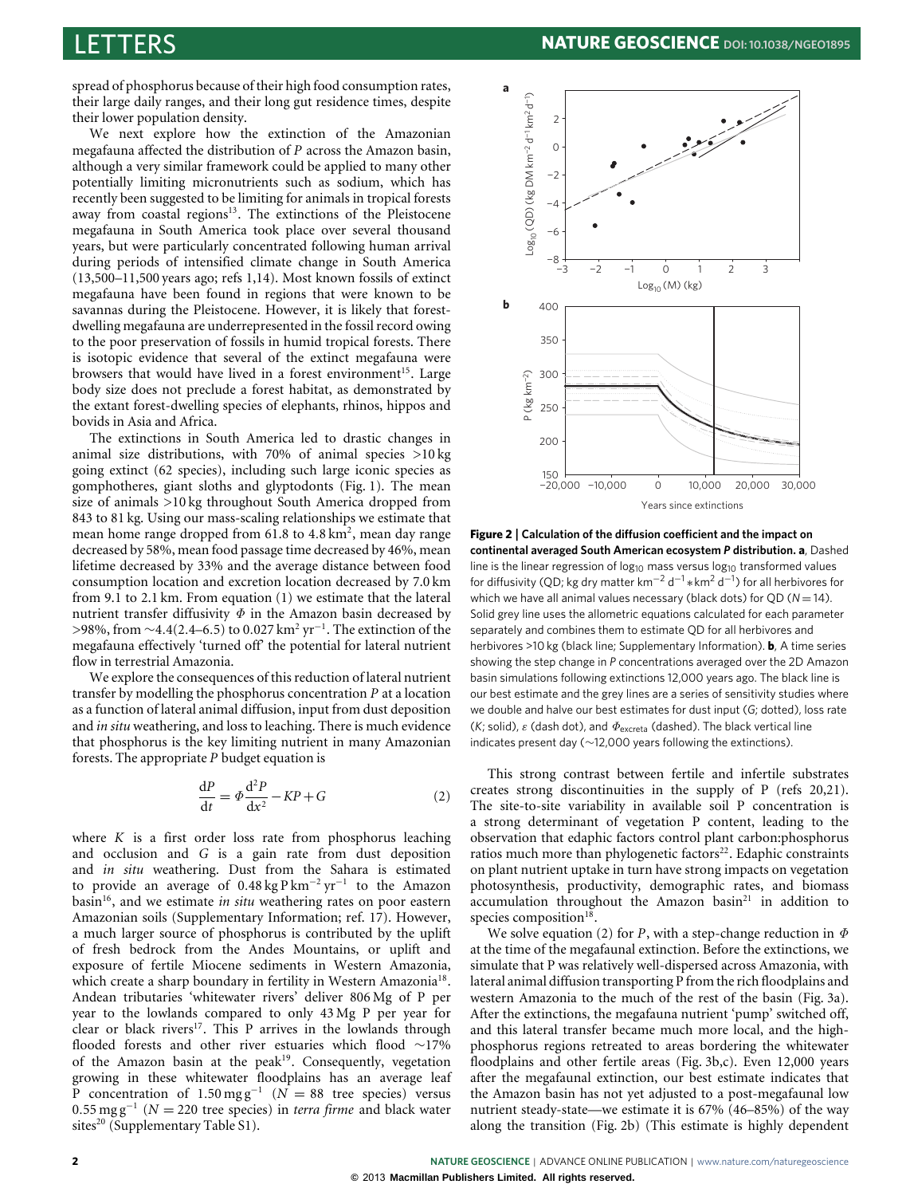spread of phosphorus because of their high food consumption rates, their large daily ranges, and their long gut residence times, despite their lower population density.

We next explore how the extinction of the Amazonian megafauna affected the distribution of $P$ across the Amazon basin, although a very similar framework could be applied to many other potentially limiting micronutrients such as sodium, which has recently been suggested to be limiting for animals in tropical forests away from coastal regions[13]. The extinctions of the Pleistocene megafauna in South America took place over several thousand years, but were particularly concentrated following human arrival during periods of intensified climate change in South America (13,500–11,500 years ago; refs 1,14). Most known fossils of extinct megafauna have been found in regions that were known to be savannas during the Pleistocene. However, it is likely that forest-dwelling megafauna are underrepresented in the fossil record owing to the poor preservation of fossils in humid tropical forests. There is isotopic evidence that several of the extinct megafauna were browsers that would have lived in a forest environment[15]. Large body size does not preclude a forest habitat, as demonstrated by the extant forest-dwelling species of elephants, rhinos, hippos and bovids in Asia and Africa.

The extinctions in South America led to drastic changes in animal size distributions, with 70% of animal species >10 kg going extinct (62 species), including such large iconic species as gomphotheres, giant sloths and glyptodonts (Fig. 1). The mean size of animals >10 kg throughout South America dropped from 843 to 81 kg. Using our mass-scaling relationships we estimate that mean home range dropped from 61.8 to 4.8 $km^2$, mean day range decreased by 58%, mean food passage time decreased by 46%, mean lifetime decreased by 33% and the average distance between food consumption location and excretion location decreased by 7.0 km from 9.1 to 2.1 km. From equation (1) we estimate that the lateral nutrient transfer diffusivity $\Phi$ in the Amazon basin decreased by >98%, from ∼4.4(2.4–6.5) to 0.027 $km^2\ yr^{-1}$. The extinction of the megafauna effectively 'turned off' the potential for lateral nutrient flow in terrestrial Amazonia.

We explore the consequences of this reduction of lateral nutrient transfer by modelling the phosphorus concentration $P$ at a location as a function of lateral animal diffusion, input from dust deposition and *in situ* weathering, and loss to leaching. There is much evidence that phosphorus is the key limiting nutrient in many Amazonian forests. The appropriate $P$ budget equation is

$$\frac{dP}{dt} = \Phi\frac{d^2P}{dx^2} - KP + G \qquad (2)$$

where $K$ is a first order loss rate from phosphorus leaching and occlusion and $G$ is a gain rate from dust deposition and *in situ* weathering. Dust from the Sahara is estimated to provide an average of 0.48 $kg\ P\ km^{-2}\ yr^{-1}$ to the Amazon basin[16], and we estimate *in situ* weathering rates on poor eastern Amazonian soils (Supplementary Information; ref. 17). However, a much larger source of phosphorus is contributed by the uplift of fresh bedrock from the Andes Mountains, or uplift and exposure of fertile Miocene sediments in Western Amazonia, which create a sharp boundary in fertility in Western Amazonia[18]. Andean tributaries 'whitewater rivers' deliver 806 Mg of P per year to the lowlands compared to only 43 Mg P per year for clear or black rivers[17]. This P arrives in the lowlands through flooded forests and other river estuaries which flood ∼17% of the Amazon basin at the peak[19]. Consequently, vegetation growing in these whitewater floodplains has an average leaf P concentration of 1.50 $mg\ g^{-1}$ ($N = 88$ tree species) versus 0.55 $mg\ g^{-1}$ ($N = 220$ tree species) in *terra firme* and black water sites[20] (Supplementary Table S1).

**Figure 2 | Calculation of the diffusion coefficient and the impact on continental averaged South American ecosystem *P* distribution. a**, Dashed line is the linear regression of $\log_{10}$ mass versus $\log_{10}$ transformed values for diffusivity (QD; kg dry matter $km^{-2}\ d^{-1} * km^2\ d^{-1}$) for all herbivores for which we have all animal values necessary (black dots) for QD ($N = 14$). Solid grey line uses the allometric equations calculated for each parameter separately and combines them to estimate QD for all herbivores and herbivores >10 kg (black line; Supplementary Information). **b**, A time series showing the step change in $P$ concentrations averaged over the 2D Amazon basin simulations following extinctions 12,000 years ago. The black line is our best estimate and the grey lines are a series of sensitivity studies where we double and halve our best estimates for dust input ($G$; dotted), loss rate ($K$; solid), $\varepsilon$ (dash dot), and $\Phi_{excreta}$ (dashed). The black vertical line indicates present day (∼12,000 years following the extinctions).

This strong contrast between fertile and infertile substrates creates strong discontinuities in the supply of P (refs 20,21). The site-to-site variability in available soil P concentration is a strong determinant of vegetation P content, leading to the observation that edaphic factors control plant carbon:phosphorus ratios much more than phylogenetic factors[22]. Edaphic constraints on plant nutrient uptake in turn have strong impacts on vegetation photosynthesis, productivity, demographic rates, and biomass accumulation throughout the Amazon basin[21] in addition to species composition[18].

We solve equation (2) for $P$, with a step-change reduction in $\Phi$ at the time of the megafaunal extinction. Before the extinctions, we simulate that P was relatively well-dispersed across Amazonia, with lateral animal diffusion transporting P from the rich floodplains and western Amazonia to the much of the rest of the basin (Fig. 3a). After the extinctions, the megafauna nutrient 'pump' switched off, and this lateral transfer became much more local, and the high-phosphorus regions retreated to areas bordering the whitewater floodplains and other fertile areas (Fig. 3b,c). Even 12,000 years after the megafaunal extinction, our best estimate indicates that the Amazon basin has not yet adjusted to a post-megafaunal low nutrient steady-state—we estimate it is 67% (46–85%) of the way along the transition (Fig. 2b) (This estimate is highly dependent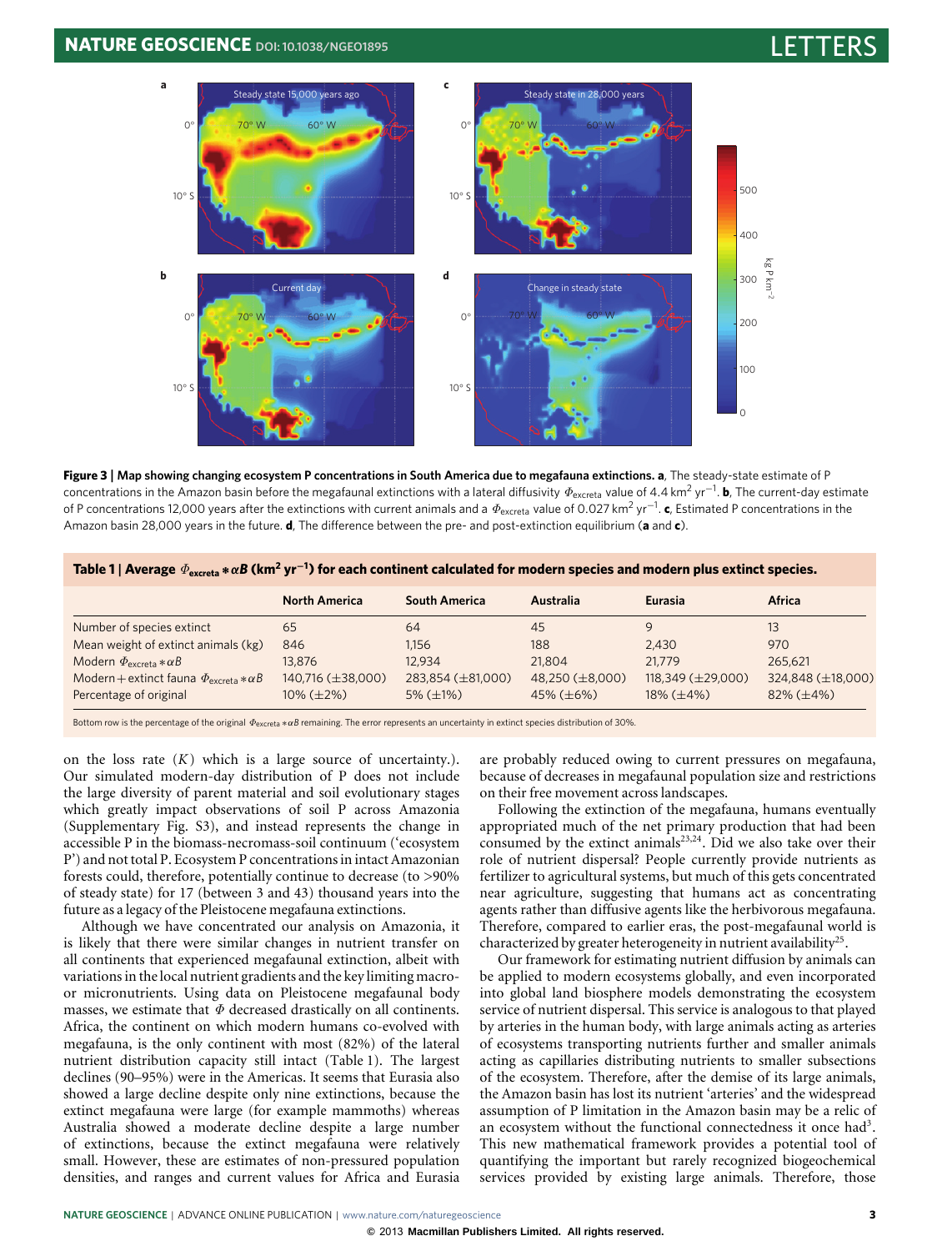**Figure 3 | Map showing changing ecosystem P concentrations in South America due to megafauna extinctions. a**, The steady-state estimate of P concentrations in the Amazon basin before the megafaunal extinctions with a lateral diffusivity $\Phi_{excreta}$ value of 4.4 $km^2$ $yr^{-1}$. **b**, The current-day estimate of P concentrations 12,000 years after the extinctions with current animals and a $\Phi_{excreta}$ value of 0.027 $km^2$ $yr^{-1}$. **c**, Estimated P concentrations in the Amazon basin 28,000 years in the future. **d**, The difference between the pre- and post-extinction equilibrium (**a** and **c**).

**Table 1 | Average $\Phi_{excreta} * \alpha B$ ($km^2$ $yr^{-1}$) for each continent calculated for modern species and modern plus extinct species.**

| | North America | South America | Australia | Eurasia | Africa |
|---|---|---|---|---|---|
| Number of species extinct | 65 | 64 | 45 | 9 | 13 |
| Mean weight of extinct animals (kg) | 846 | 1,156 | 188 | 2,430 | 970 |
| Modern $\Phi_{excreta} * \alpha B$ | 13,876 | 12,934 | 21,804 | 21,779 | 265,621 |
| Modern + extinct fauna $\Phi_{excreta} * \alpha B$ | 140,716 (±38,000) | 283,854 (±81,000) | 48,250 (±8,000) | 118,349 (±29,000) | 324,848 (±18,000) |
| Percentage of original | 10% (±2%) | 5% (±1%) | 45% (±6%) | 18% (±4%) | 82% (±4%) |

Bottom row is the percentage of the original $\Phi_{excreta} * \alpha B$ remaining. The error represents an uncertainty in extinct species distribution of 30%.

on the loss rate ($K$) which is a large source of uncertainty.). Our simulated modern-day distribution of P does not include the large diversity of parent material and soil evolutionary stages which greatly impact observations of soil P across Amazonia (Supplementary Fig. S3), and instead represents the change in accessible P in the biomass-necromass-soil continuum ('ecosystem P') and not total P. Ecosystem P concentrations in intact Amazonian forests could, therefore, potentially continue to decrease (to >90% of steady state) for 17 (between 3 and 43) thousand years into the future as a legacy of the Pleistocene megafauna extinctions.

Although we have concentrated our analysis on Amazonia, it is likely that there were similar changes in nutrient transfer on all continents that experienced megafaunal extinction, albeit with variations in the local nutrient gradients and the key limiting macro- or micronutrients. Using data on Pleistocene megafaunal body masses, we estimate that $\Phi$ decreased drastically on all continents. Africa, the continent on which modern humans co-evolved with megafauna, is the only continent with most (82%) of the lateral nutrient distribution capacity still intact (Table 1). The largest declines (90–95%) were in the Americas. It seems that Eurasia also showed a large decline despite only nine extinctions, because the extinct megafauna were large (for example mammoths) whereas Australia showed a moderate decline despite a large number of extinctions, because the extinct megafauna were relatively small. However, these are estimates of non-pressured population densities, and ranges and current values for Africa and Eurasia are probably reduced owing to current pressures on megafauna, because of decreases in megafaunal population size and restrictions on their free movement across landscapes.

Following the extinction of the megafauna, humans eventually appropriated much of the net primary production that had been consumed by the extinct animals[23,24]. Did we also take over their role of nutrient dispersal? People currently provide nutrients as fertilizer to agricultural systems, but much of this gets concentrated near agriculture, suggesting that humans act as concentrating agents rather than diffusive agents like the herbivorous megafauna. Therefore, compared to earlier eras, the post-megafaunal world is characterized by greater heterogeneity in nutrient availability[25].

Our framework for estimating nutrient diffusion by animals can be applied to modern ecosystems globally, and even incorporated into global land biosphere models demonstrating the ecosystem service of nutrient dispersal. This service is analogous to that played by arteries in the human body, with large animals acting as arteries of ecosystems transporting nutrients further and smaller animals acting as capillaries distributing nutrients to smaller subsections of the ecosystem. Therefore, after the demise of its large animals, the Amazon basin has lost its nutrient 'arteries' and the widespread assumption of P limitation in the Amazon basin may be a relic of an ecosystem without the functional connectedness it once had[3]. This new mathematical framework provides a potential tool of quantifying the important but rarely recognized biogeochemical services provided by existing large animals. Therefore, those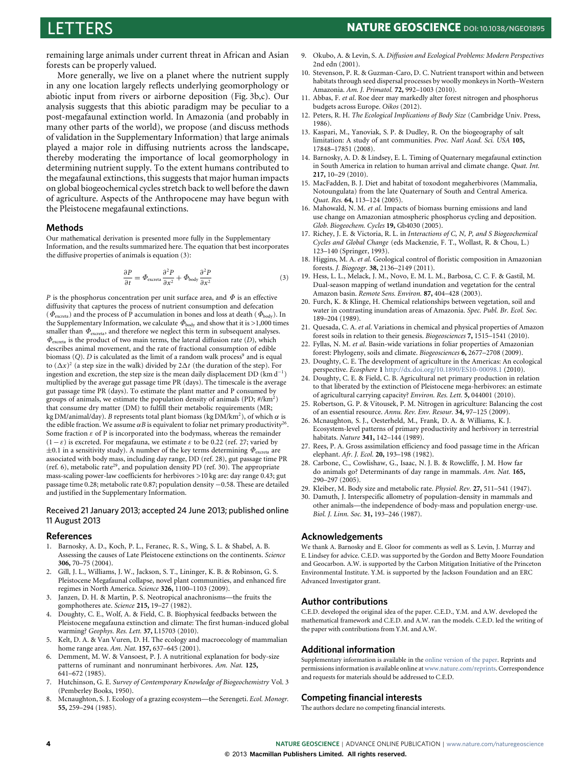remaining large animals under current threat in African and Asian forests can be properly valued.

More generally, we live on a planet where the nutrient supply in any one location largely reflects underlying geomorphology or abiotic input from rivers or airborne deposition (Fig. 3b,c). Our analysis suggests that this abiotic paradigm may be peculiar to a post-megafaunal extinction world. In Amazonia (and probably in many other parts of the world), we propose (and discuss methods of validation in the Supplementary Information) that large animals played a major role in diffusing nutrients across the landscape, thereby moderating the importance of local geomorphology in determining nutrient supply. To the extent humans contributed to the megafaunal extinctions, this suggests that major human impacts on global biogeochemical cycles stretch back to well before the dawn of agriculture. Aspects of the Anthropocene may have begun with the Pleistocene megafaunal extinctions.

## Methods

Our mathematical derivation is presented more fully in the Supplementary Information, and the results summarized here. The equation that best incorporates the diffusive properties of animals is equation (3):

$$\frac{\partial P}{\partial t} = \Phi_{\text{excreta}} \frac{\partial^2 P}{\partial x^2} + \Phi_{\text{body}} \frac{\partial^2 P}{\partial x^2} \qquad (3)$$

$P$ is the phosphorus concentration per unit surface area, and $\Phi$ is an effective diffusivity that captures the process of nutrient consumption and defecation ($\Phi_{\text{excreta}}$) and the process of P accumulation in bones and loss at death ($\Phi_{\text{body}}$). In the Supplementary Information, we calculate $\Phi_{\text{body}}$ and show that it is >1,000 times smaller than $\Phi_{\text{excreta}}$, and therefore we neglect this term in subsequent analyses. $\Phi_{\text{excreta}}$ is the product of two main terms, the lateral diffusion rate ($D$), which describes animal movement, and the rate of fractional consumption of edible biomass ($Q$). $D$ is calculated as the limit of a random walk process[9] and is equal to $(\Delta x)^2$ (a step size in the walk) divided by $2\Delta t$ (the duration of the step). For ingestion and excretion, the step size is the mean daily displacement DD (km $\text{d}^{-1}$) multiplied by the average gut passage time PR (days). The timescale is the average gut passage time PR (days). To estimate the plant matter and P consumed by groups of animals, we estimate the population density of animals (PD; #/$\text{km}^2$) that consume dry matter (DM) to fulfill their metabolic requirements (MR; kg DM/animal/day). $B$ represents total plant biomass (kg DM/$\text{km}^2$), of which $\alpha$ is the edible fraction. We assume $\alpha B$ is equivalent to foliar net primary productivity[26]. Some fraction $\varepsilon$ of P is incorporated into the bodymass, whereas the remainder $(1-\varepsilon)$ is excreted. For megafauna, we estimate $\varepsilon$ to be 0.22 (ref. 27; varied by $\pm 0.1$ in a sensitivity study). A number of the key terms determining $\Phi_{\text{excreta}}$ are associated with body mass, including day range, DD (ref. 28), gut passage time PR (ref. 6), metabolic rate[29], and population density PD (ref. 30). The appropriate mass-scaling power-law coefficients for herbivores >10 kg are: day range 0.43; gut passage time 0.28; metabolic rate 0.87; population density −0.58. These are detailed and justified in the Supplementary Information.

Received 21 January 2013; accepted 24 June 2013; published online 11 August 2013

## References

1. Barnosky, A. D., Koch, P. L., Feranec, R. S., Wing, S. L. & Shabel, A. B. Assessing the causes of Late Pleistocene extinctions on the continents. *Science* **306,** 70–75 (2004).
2. Gill, J. L., Williams, J. W., Jackson, S. T., Lininger, K. B. & Robinson, G. S. Pleistocene Megafaunal collapse, novel plant communities, and enhanced fire regimes in North America. *Science* **326,** 1100–1103 (2009).
3. Janzen, D. H. & Martin, P. S. Neotropical anachronisms—the fruits the gomphotheres ate. *Science* **215,** 19–27 (1982).
4. Doughty, C. E., Wolf, A. & Field, C. B. Biophysical feedbacks between the Pleistocene megafauna extinction and climate: The first human-induced global warming? *Geophys. Res. Lett.* **37,** L15703 (2010).
5. Kelt, D. A. & Van Vuren, D. H. The ecology and macroecology of mammalian home range area. *Am. Nat.* **157,** 637–645 (2001).
6. Demment, M. W. & Vansoest, P. J. A nutritional explanation for body-size patterns of ruminant and nonruminant herbivores. *Am. Nat.* **125,** 641–672 (1985).
7. Hutchinson, G. E. *Survey of Contemporary Knowledge of Biogeochemistry* Vol. 3 (Pemberley Books, 1950).
8. Mcnaughton, S. J. Ecology of a grazing ecosystem—the Serengeti. *Ecol. Monogr.* **55,** 259–294 (1985).
9. Okubo, A. & Levin, S. A. *Diffusion and Ecological Problems: Modern Perspectives* 2nd edn (2001).
10. Stevenson, P. R. & Guzman-Caro, D. C. Nutrient transport within and between habitats through seed dispersal processes by woolly monkeys in North–Western Amazonia. *Am. J. Primatol.* **72,** 992–1003 (2010).
11. Abbas, F. *et al*. Roe deer may markedly alter forest nitrogen and phosphorus budgets across Europe. *Oikos* (2012).
12. Peters, R. H. *The Ecological Implications of Body Size* (Cambridge Univ. Press, 1986).
13. Kaspari, M., Yanoviak, S. P. & Dudley, R. On the biogeography of salt limitation: A study of ant communities. *Proc. Natl Acad. Sci. USA* **105,** 17848–17851 (2008).
14. Barnosky, A. D. & Lindsey, E. L. Timing of Quaternary megafaunal extinction in South America in relation to human arrival and climate change. *Quat. Int.* **217,** 10–29 (2010).
15. MacFadden, B. J. Diet and habitat of toxodont megaherbivores (Mammalia, Notoungulata) from the late Quaternary of South and Central America. *Quat. Res.* **64,** 113–124 (2005).
16. Mahowald, N. M. *et al.* Impacts of biomass burning emissions and land use change on Amazonian atmospheric phosphorus cycling and deposition. *Glob. Biogeochem. Cycles* **19,** Gb4030 (2005).
17. Richey, J. E. & Victoria, R. L. in *Interactions of C, N, P, and S Biogeochemical Cycles and Global Change* (eds Mackenzie, F. T., Wollast, R. & Chou, L.) 123–140 (Springer, 1993).
18. Higgins, M. A. *et al*. Geological control of floristic composition in Amazonian forests. *J. Biogeogr.* **38,** 2136–2149 (2011).
19. Hess, L. L., Melack, J. M., Novo, E. M. L. M., Barbosa, C. C. F. & Gastil, M. Dual-season mapping of wetland inundation and vegetation for the central Amazon basin. *Remote Sens. Environ.* **87,** 404–428 (2003).
20. Furch, K. & Klinge, H. Chemical relationships between vegetation, soil and water in contrasting inundation areas of Amazonia. *Spec. Publ. Br. Ecol. Soc.* 189–204 (1989).
21. Quesada, C. A. *et al.* Variations in chemical and physical properties of Amazon forest soils in relation to their genesis. *Biogeosciences* **7,** 1515–1541 (2010).
22. Fyllas, N. M. *et al.* Basin-wide variations in foliar properties of Amazonian forest: Phylogeny, soils and climate. *Biogeosciences* **6,** 2677–2708 (2009).
23. Doughty, C. E. The development of agriculture in the Americas: An ecological perspective. *Ecosphere* **1** http://dx.doi.org/10.1890/ES10-00098.1 (2010).
24. Doughty, C. E. & Field, C. B. Agricultural net primary production in relation to that liberated by the extinction of Pleistocene mega-herbivores: an estimate of agricultural carrying capacity? *Environ. Res. Lett.* **5,** 044001 (2010).
25. Robertson, G. P. & Vitousek, P. M. Nitrogen in agriculture: Balancing the cost of an essential resource. *Annu. Rev. Env. Resour.* **34,** 97–125 (2009).
26. Mcnaughton, S. J., Oesterheld, M., Frank, D. A. & Williams, K. J. Ecosystem-level patterns of primary productivity and herbivory in terrestrial habitats. *Nature* **341,** 142–144 (1989).
27. Rees, P. A. Gross assimilation efficiency and food passage time in the African elephant. *Afr. J. Ecol.* **20,** 193–198 (1982).
28. Carbone, C., Cowlishaw, G., Isaac, N. J. B. & Rowcliffe, J. M. How far do animals go? Determinants of day range in mammals. *Am. Nat.* **165,** 290–297 (2005).
29. Kleiber, M. Body size and metabolic rate. *Physiol. Rev.* **27,** 511–541 (1947).
30. Damuth, J. Interspecific allometry of population-density in mammals and other animals—the independence of body-mass and population energy-use. *Biol. J. Linn. Soc.* **31,** 193–246 (1987).

## Acknowledgements

We thank A. Barnosky and E. Gloor for comments as well as S. Levin, J. Murray and E. Lindsey for advice. C.E.D. was supported by the Gordon and Betty Moore Foundation and Geocarbon. A.W. is supported by the Carbon Mitigation Initiative of the Princeton Environmental Institute. Y.M. is supported by the Jackson Foundation and an ERC Advanced Investigator grant.

## Author contributions

C.E.D. developed the original idea of the paper. C.E.D., Y.M. and A.W. developed the mathematical framework and C.E.D. and A.W. ran the models. C.E.D. led the writing of the paper with contributions from Y.M. and A.W.

## Additional information

Supplementary information is available in the online version of the paper. Reprints and permissions information is available online at www.nature.com/reprints. Correspondence and requests for materials should be addressed to C.E.D.

## Competing financial interests

The authors declare no competing financial interests.